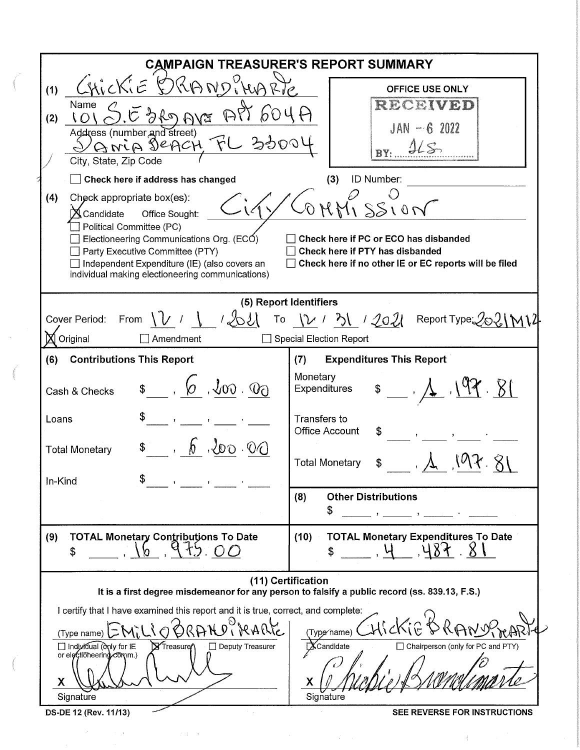# CAMPAIGN TREASURER'S REPORT SUMMARY

(1) Chickie Brandimarte
Name

(2) 101 S.E. 3rd Ave Apt 604A
Address (number and street)

Dania Beach, FL 33004
City, State, Zip Code

☐ Check here if address has changed

OFFICE USE ONLY
RECEIVED
JAN - 6 2022
BY: JLS

(3) ID Number:

(4) Check appropriate box(es):

☒ Candidate Office Sought: City Commission

☐ Political Committee (PC)

☐ Electioneering Communications Org. (ECO)

☐ Party Executive Committee (PTY)

☐ Independent Expenditure (IE) (also covers an individual making electioneering communications)

☐ Check here if PC or ECO has disbanded

☐ Check here if PTY has disbanded

☐ Check here if no other IE or EC reports will be filed

## (5) Report Identifiers

Cover Period: From 12 / 1 / 2021 To 12 / 31 / 2021 Report Type: 2021M12

☒ Original ☐ Amendment ☐ Special Election Report

## (6) Contributions This Report

| | |
|---|---|
| Cash & Checks | $ 6,200.00 |
| Loans | $ |
| Total Monetary | $ 6,200.00 |
| In-Kind | $ |

## (7) Expenditures This Report

| | |
|---|---|
| Monetary Expenditures | $ 1,197.81 |
| Transfers to Office Account | $ |
| Total Monetary | $ 1,197.81 |

## (8) Other Distributions

$

## (9) TOTAL Monetary Contributions To Date

$ 16,975.00

## (10) TOTAL Monetary Expenditures To Date

$ 4,487.81

## (11) Certification

**It is a first degree misdemeanor for any person to falsify a public record (ss. 839.13, F.S.)**

I certify that I have examined this report and it is true, correct, and complete:

(Type name) Emilio Brandimarte

☐ Individual (only for IE or electioneering comm.) ☒ Treasurer ☐ Deputy Treasurer

X [Signature]
Signature

(Type name) Chickie Brandimarte

☒ Candidate ☐ Chairperson (only for PC and PTY)

X [Signature]
Signature

DS-DE 12 (Rev. 11/13) SEE REVERSE FOR INSTRUCTIONS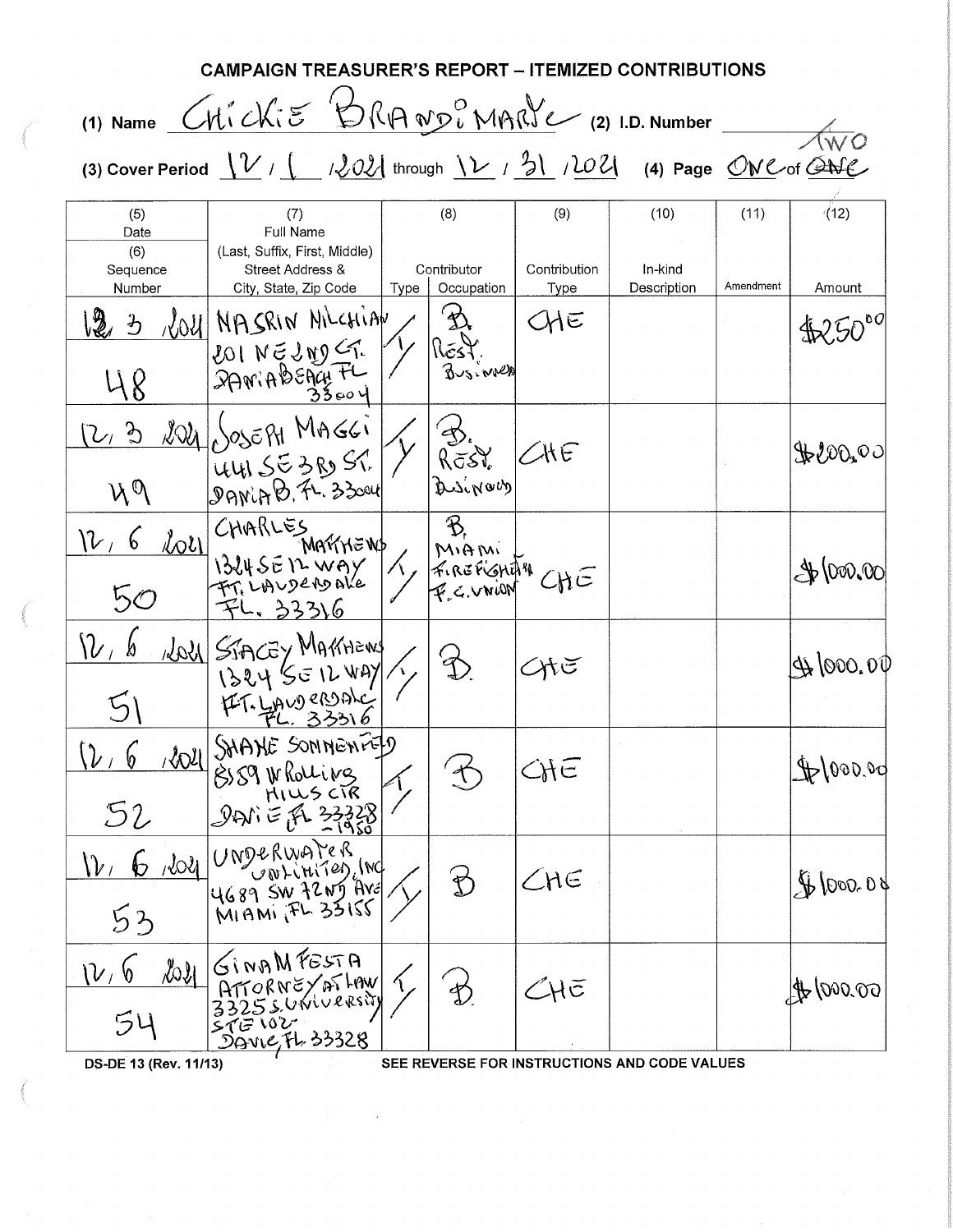## CAMPAIGN TREASURER'S REPORT – ITEMIZED CONTRIBUTIONS

(1) Name CHICKIE BRANDIMARTE (2) I.D. Number TWO

(3) Cover Period 12 / 1 / 2021 through 12 / 31 / 2021 (4) Page ONE of ONE

| (5) Date (6) Sequence Number | (7) Full Name (Last, Suffix, First, Middle) Street Address & City, State, Zip Code | (8) Contributor Type | (8) Contributor Occupation | (9) Contribution Type | (10) In-kind Description | (11) Amendment | (12) Amount |
|---|---|---|---|---|---|---|---|
| 12, 3, 2021 48 | NASRIN NILCHIAN 201 NE 2ND CT. DANIA BEACH FL 33004 | I | B. Rest. Business | CHE | | | $250.00 |
| 12, 3, 2021 49 | JOSEPH MAGGI 441 SE 3RD ST. DANIA B. FL. 33004 | I | B. Rest. Business | CHE | | | $200.00 |
| 12, 6, 2021 50 | CHARLES MATTHEWS 1324 SE 12 WAY FT. LAUDERDALE FL. 33316 | I | B. MIAMI FIREFIGHTER F.C. UNION | CHE | | | $1000.00 |
| 12, 6, 2021 51 | STACEY MATTHEWS 1324 SE 12 WAY FT. LAUDERDALE FL. 33316 | I | B. | CHE | | | $1000.00 |
| 12, 6, 2021 52 | SHANE SONNENFELD 8159 W ROLLING HILLS CIR DAVIE FL 33328-1950 | I | B | CHE | | | $1000.00 |
| 12, 6, 2021 53 | UNDERWATER UNLIMITED, INC 4689 SW 72ND AVE MIAMI, FL. 33155 | I | B | CHE | | | $1000.00 |
| 12, 6, 2021 54 | GINA M FESTA ATTORNEY AT LAW 3325 S. UNIVERSITY STE 102 DAVIE, FL 33328 | I | B. | CHE | | | $1000.00 |

DS-DE 13 (Rev. 11/13)

SEE REVERSE FOR INSTRUCTIONS AND CODE VALUES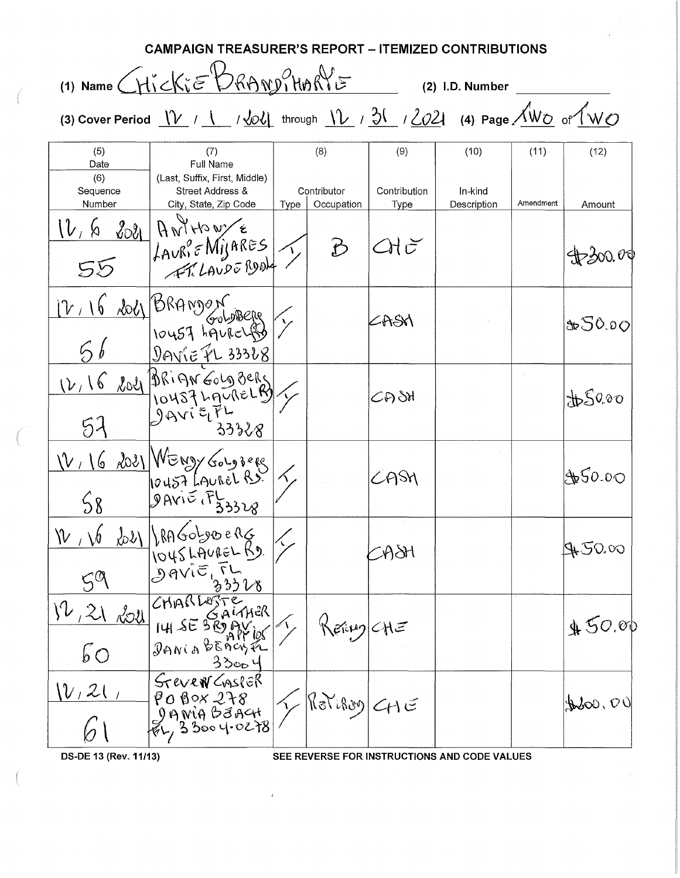# CAMPAIGN TREASURER'S REPORT – ITEMIZED CONTRIBUTIONS

(1) Name CHICKIE BRANDIMARTE (2) I.D. Number

(3) Cover Period 12 / 1 / 2021 through 12 / 31 / 2021 (4) Page TWO of TWO

| (5) Date (6) Sequence Number | (7) Full Name (Last, Suffix, First, Middle) Street Address & City, State, Zip Code | (8) Contributor Type | Occupation | (9) Contribution Type | (10) In-kind Description | (11) Amendment | (12) Amount |
|---|---|---|---|---|---|---|---|
| 12, 6 2021 55 | ANTHONY & LAURIE MIJARES FT. LAUDE RDALE | I | B | CHE | | | $300.00 |
| 12, 16 2021 56 | BRANDON GOLDBERG 10457 LAUREL RD DAVIE FL 33328 | I | | CASH | | | $50.00 |
| 12, 16 2021 57 | BRIAN GOLDBERG 10457 LAUREL RD DAVIE, FL 33328 | I | | CASH | | | $50.00 |
| 12, 16 2021 58 | WENDY GOLDBERG 10457 LAUREL RD. DAVIE, FL 33328 | I | | CASH | | | $50.00 |
| 12, 16 2021 59 | IRA GOLDBERG 1045 LAUREL RD. DAVIE, FL 33328 | I | | CASH | | | $50.00 |
| 12, 21 2021 60 | CHARLOTTE GAITHER 141 SE 3RD AV. APT 105 DANIA BEACH, FL 33004 | I | RETIRED | CHE | | | $50.00 |
| 12, 21, 61 | STEVEN CASLER PO BOX 278 DANIA BEACH FL, 33004-0278 | I | RETIRED | CHE | | | $200.00 |

DS-DE 13 (Rev. 11/13) SEE REVERSE FOR INSTRUCTIONS AND CODE VALUES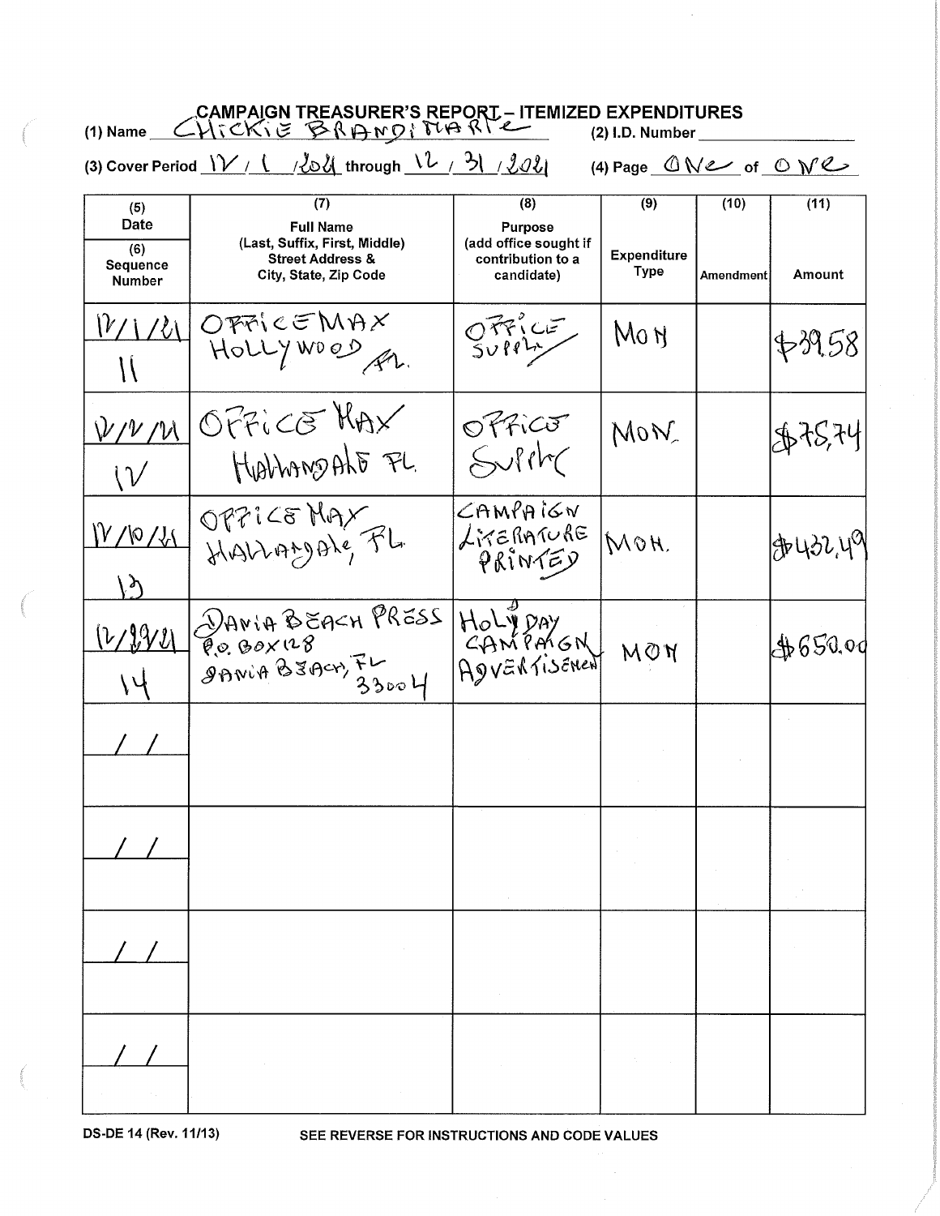# CAMPAIGN TREASURER'S REPORT – ITEMIZED EXPENDITURES

(1) Name CHICKIE BRANDIMARTE (2) I.D. Number

(3) Cover Period 12 / 1 / 2021 through 12 / 31 / 2021 (4) Page ONE of ONE

| (5) Date / (6) Sequence Number | (7) Full Name (Last, Suffix, First, Middle) Street Address & City, State, Zip Code | (8) Purpose (add office sought if contribution to a candidate) | (9) Expenditure Type | (10) Amendment | (11) Amount |
|---|---|---|---|---|---|
| 12/1/21 / 11 | OFFICEMAX HOLLYWOOD FL. | OFFICE SUPPLY | MON | | $39.58 |
| 12/2/21 / 12 | OFFICE MAX HALLANDALE FL. | OFFICE SUPPLY | MON. | | $75.74 |
| 12/10/21 / 13 | OFFICE MAX HALLANDALE, FL. | CAMPAIGN LITERATURE PRINTED | MON. | | $432.49 |
| 12/22/21 / 14 | DANIA BEACH PRESS P.O. BOX 128 DANIA BEACH, FL 33004 | HOLIDAY CAMPAIGN ADVERTISEMENT | MON | | $650.00 |
| / / | | | | | |
| / / | | | | | |
| / / | | | | | |
| / / | | | | | |

DS-DE 14 (Rev. 11/13) SEE REVERSE FOR INSTRUCTIONS AND CODE VALUES